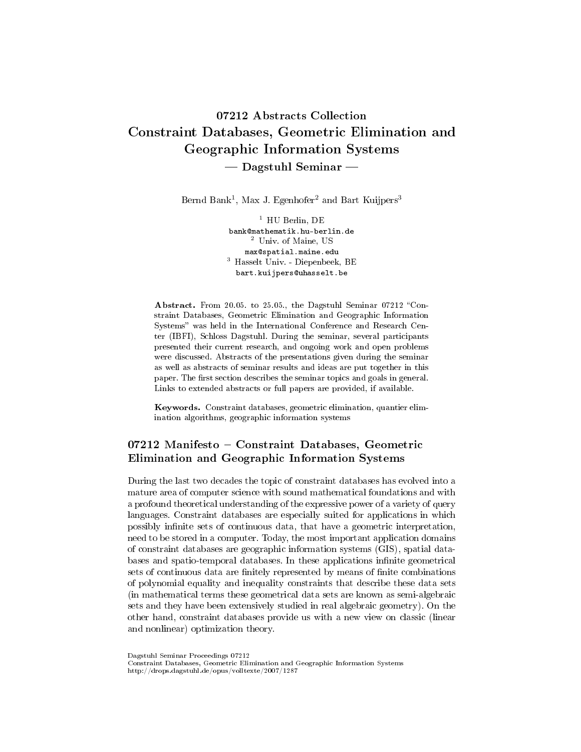# 07212 Abstracts Collection
# Constraint Databases, Geometric Elimination and Geographic Information Systems
## — Dagstuhl Seminar —

Bernd Bank[1], Max J. Egenhofer[2] and Bart Kuijpers[3]

[1] HU Berlin, DE
bank@mathematik.hu-berlin.de
[2] Univ. of Maine, US
max@spatial.maine.edu
[3] Hasselt Univ. - Diepenbeek, BE
bart.kuijpers@uhasselt.be

**Abstract.** From 20.05. to 25.05., the Dagstuhl Seminar 07212 "Constraint Databases, Geometric Elimination and Geographic Information Systems" was held in the International Conference and Research Center (IBFI), Schloss Dagstuhl. During the seminar, several participants presented their current research, and ongoing work and open problems were discussed. Abstracts of the presentations given during the seminar as well as abstracts of seminar results and ideas are put together in this paper. The first section describes the seminar topics and goals in general. Links to extended abstracts or full papers are provided, if available.

**Keywords.** Constraint databases, geometric elimination, quantier elimination algorithms, geographic information systems

## 07212 Manifesto – Constraint Databases, Geometric Elimination and Geographic Information Systems

During the last two decades the topic of constraint databases has evolved into a mature area of computer science with sound mathematical foundations and with a profound theoretical understanding of the expressive power of a variety of query languages. Constraint databases are especially suited for applications in which possibly infinite sets of continuous data, that have a geometric interpretation, need to be stored in a computer. Today, the most important application domains of constraint databases are geographic information systems (GIS), spatial databases and spatio-temporal databases. In these applications infinite geometrical sets of continuous data are finitely represented by means of finite combinations of polynomial equality and inequality constraints that describe these data sets (in mathematical terms these geometrical data sets are known as semi-algebraic sets and they have been extensively studied in real algebraic geometry). On the other hand, constraint databases provide us with a new view on classic (linear and nonlinear) optimization theory.

Dagstuhl Seminar Proceedings 07212
Constraint Databases, Geometric Elimination and Geographic Information Systems
http://drops.dagstuhl.de/opus/volltexte/2007/1287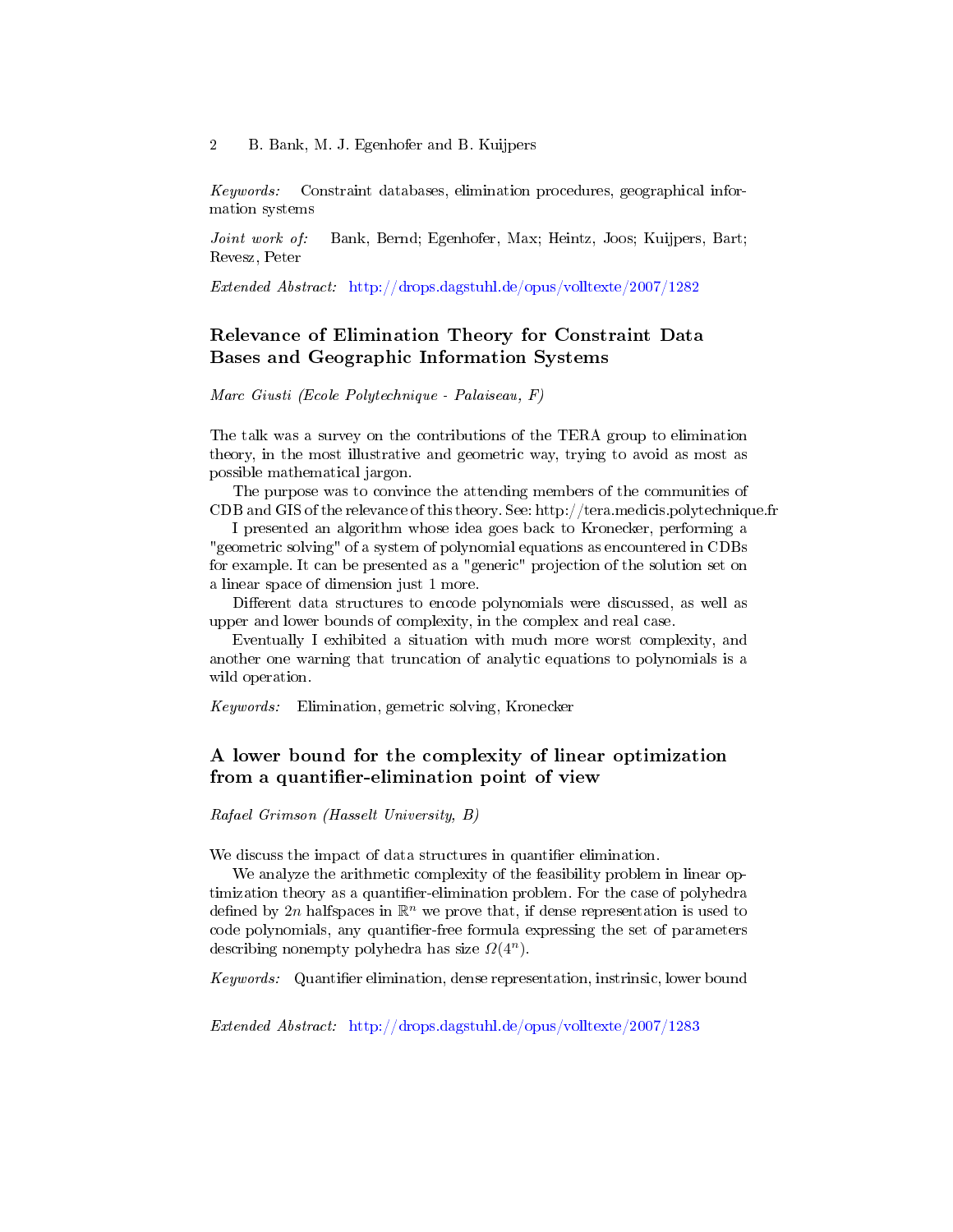*Keywords:* Constraint databases, elimination procedures, geographical information systems

*Joint work of:* Bank, Bernd; Egenhofer, Max; Heintz, Joos; Kuijpers, Bart; Revesz, Peter

*Extended Abstract:* http://drops.dagstuhl.de/opus/volltexte/2007/1282

## Relevance of Elimination Theory for Constraint Data Bases and Geographic Information Systems

*Marc Giusti (Ecole Polytechnique - Palaiseau, F)*

The talk was a survey on the contributions of the TERA group to elimination theory, in the most illustrative and geometric way, trying to avoid as most as possible mathematical jargon.

The purpose was to convince the attending members of the communities of CDB and GIS of the relevance of this theory. See: http://tera.medicis.polytechnique.fr

I presented an algorithm whose idea goes back to Kronecker, performing a "geometric solving" of a system of polynomial equations as encountered in CDBs for example. It can be presented as a "generic" projection of the solution set on a linear space of dimension just 1 more.

Different data structures to encode polynomials were discussed, as well as upper and lower bounds of complexity, in the complex and real case.

Eventually I exhibited a situation with much more worst complexity, and another one warning that truncation of analytic equations to polynomials is a wild operation.

*Keywords:* Elimination, gemetric solving, Kronecker

## A lower bound for the complexity of linear optimization from a quantifier-elimination point of view

*Rafael Grimson (Hasselt University, B)*

We discuss the impact of data structures in quantifier elimination.

We analyze the arithmetic complexity of the feasibility problem in linear optimization theory as a quantifier-elimination problem. For the case of polyhedra defined by $2n$ halfspaces in $\mathbb{R}^n$ we prove that, if dense representation is used to code polynomials, any quantifier-free formula expressing the set of parameters describing nonempty polyhedra has size $\Omega(4^n)$.

*Keywords:* Quantifier elimination, dense representation, instrinsic, lower bound

*Extended Abstract:* http://drops.dagstuhl.de/opus/volltexte/2007/1283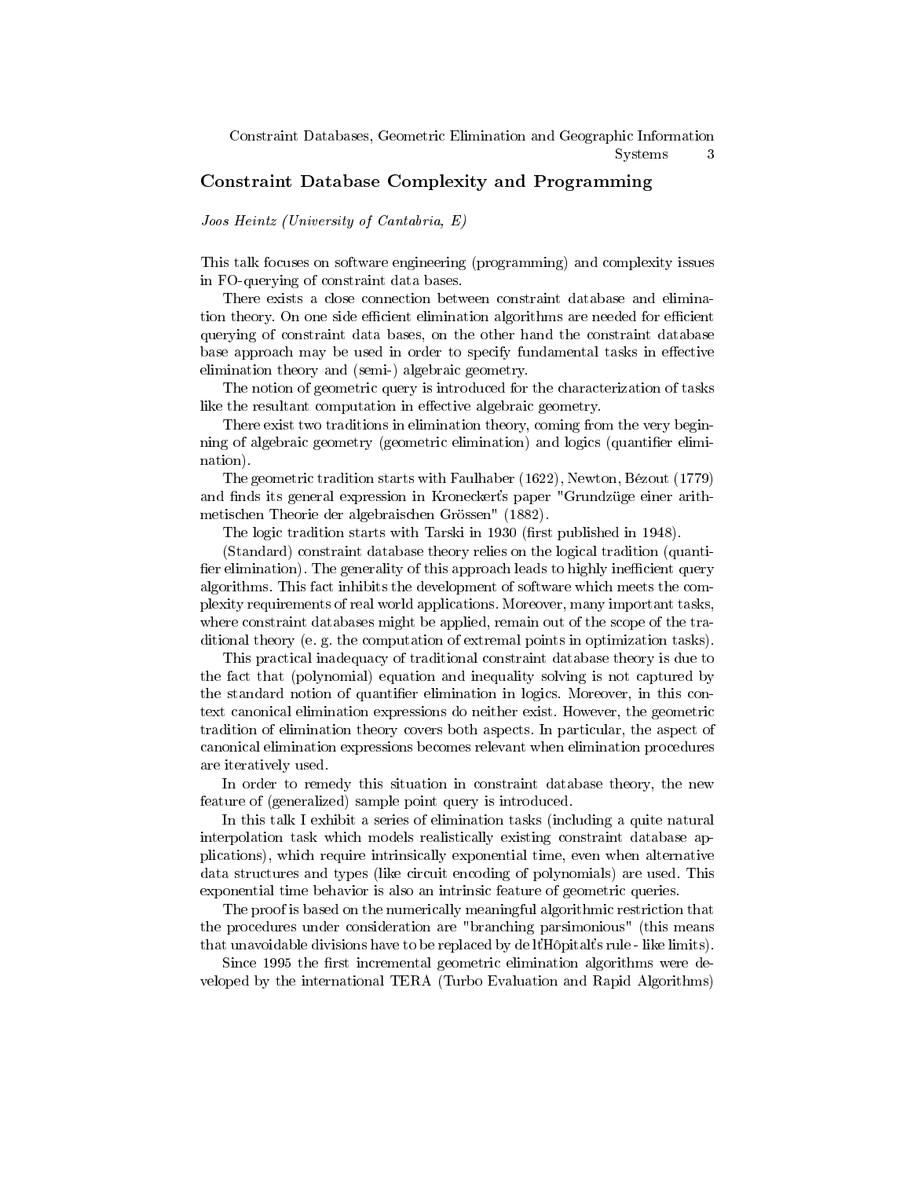## Constraint Database Complexity and Programming

*Joos Heintz (University of Cantabria, E)*

This talk focuses on software engineering (programming) and complexity issues in FO-querying of constraint data bases.

There exists a close connection between constraint database and elimination theory. On one side efficient elimination algorithms are needed for efficient querying of constraint data bases, on the other hand the constraint database base approach may be used in order to specify fundamental tasks in effective elimination theory and (semi-) algebraic geometry.

The notion of geometric query is introduced for the characterization of tasks like the resultant computation in effective algebraic geometry.

There exist two traditions in elimination theory, coming from the very beginning of algebraic geometry (geometric elimination) and logics (quantifier elimination).

The geometric tradition starts with Faulhaber (1622), Newton, Bézout (1779) and finds its general expression in Kroneckert's paper "Grundzüge einer arithmetischen Theorie der algebraischen Grössen" (1882).

The logic tradition starts with Tarski in 1930 (first published in 1948).

(Standard) constraint database theory relies on the logical tradition (quantifier elimination). The generality of this approach leads to highly inefficient query algorithms. This fact inhibits the development of software which meets the complexity requirements of real world applications. Moreover, many important tasks, where constraint databases might be applied, remain out of the scope of the traditional theory (e. g. the computation of extremal points in optimization tasks).

This practical inadequacy of traditional constraint database theory is due to the fact that (polynomial) equation and inequality solving is not captured by the standard notion of quantifier elimination in logics. Moreover, in this context canonical elimination expressions do neither exist. However, the geometric tradition of elimination theory covers both aspects. In particular, the aspect of canonical elimination expressions becomes relevant when elimination procedures are iteratively used.

In order to remedy this situation in constraint database theory, the new feature of (generalized) sample point query is introduced.

In this talk I exhibit a series of elimination tasks (including a quite natural interpolation task which models realistically existing constraint database applications), which require intrinsically exponential time, even when alternative data structures and types (like circuit encoding of polynomials) are used. This exponential time behavior is also an intrinsic feature of geometric queries.

The proof is based on the numerically meaningful algorithmic restriction that the procedures under consideration are "branching parsimonious" (this means that unavoidable divisions have to be replaced by de l'Hôpital's rule - like limits).

Since 1995 the first incremental geometric elimination algorithms were developed by the international TERA (Turbo Evaluation and Rapid Algorithms)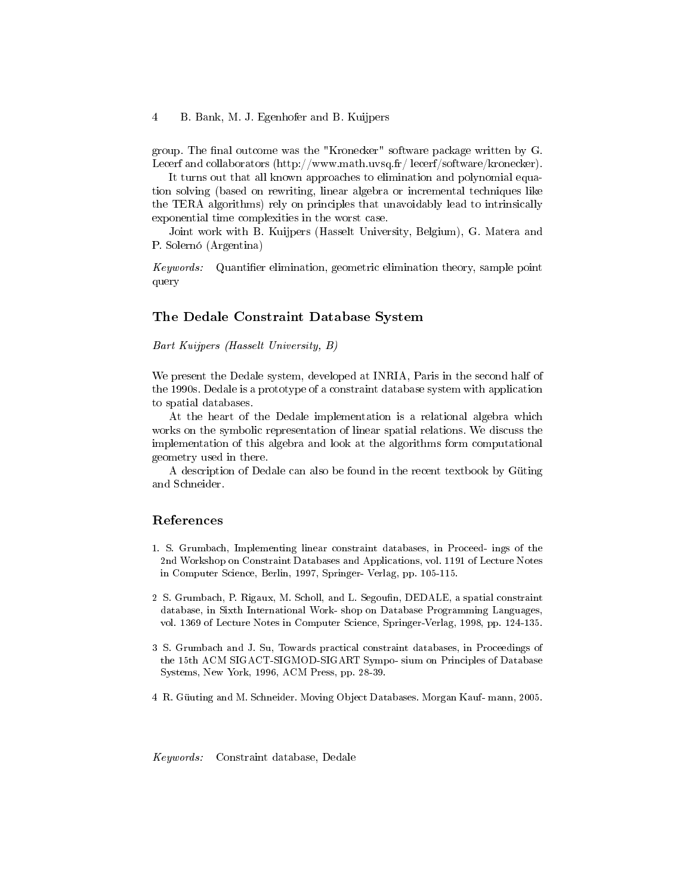group. The final outcome was the "Kronecker" software package written by G. Lecerf and collaborators (http://www.math.uvsq.fr/ lecerf/software/kronecker).

It turns out that all known approaches to elimination and polynomial equation solving (based on rewriting, linear algebra or incremental techniques like the TERA algorithms) rely on principles that unavoidably lead to intrinsically exponential time complexities in the worst case.

Joint work with B. Kuijpers (Hasselt University, Belgium), G. Matera and P. Solernó (Argentina)

*Keywords:* Quantifier elimination, geometric elimination theory, sample point query

## The Dedale Constraint Database System

*Bart Kuijpers (Hasselt University, B)*

We present the Dedale system, developed at INRIA, Paris in the second half of the 1990s. Dedale is a prototype of a constraint database system with application to spatial databases.

At the heart of the Dedale implementation is a relational algebra which works on the symbolic representation of linear spatial relations. We discuss the implementation of this algebra and look at the algorithms form computational geometry used in there.

A description of Dedale can also be found in the recent textbook by Güting and Schneider.

## References

1. S. Grumbach, Implementing linear constraint databases, in Proceed- ings of the 2nd Workshop on Constraint Databases and Applications, vol. 1191 of Lecture Notes in Computer Science, Berlin, 1997, Springer- Verlag, pp. 105-115.

2 S. Grumbach, P. Rigaux, M. Scholl, and L. Segoufin, DEDALE, a spatial constraint database, in Sixth International Work- shop on Database Programming Languages, vol. 1369 of Lecture Notes in Computer Science, Springer-Verlag, 1998, pp. 124-135.

3 S. Grumbach and J. Su, Towards practical constraint databases, in Proceedings of the 15th ACM SIGACT-SIGMOD-SIGART Sympo- sium on Principles of Database Systems, New York, 1996, ACM Press, pp. 28-39.

4 R. Güuting and M. Schneider. Moving Object Databases. Morgan Kauf- mann, 2005.

*Keywords:* Constraint database, Dedale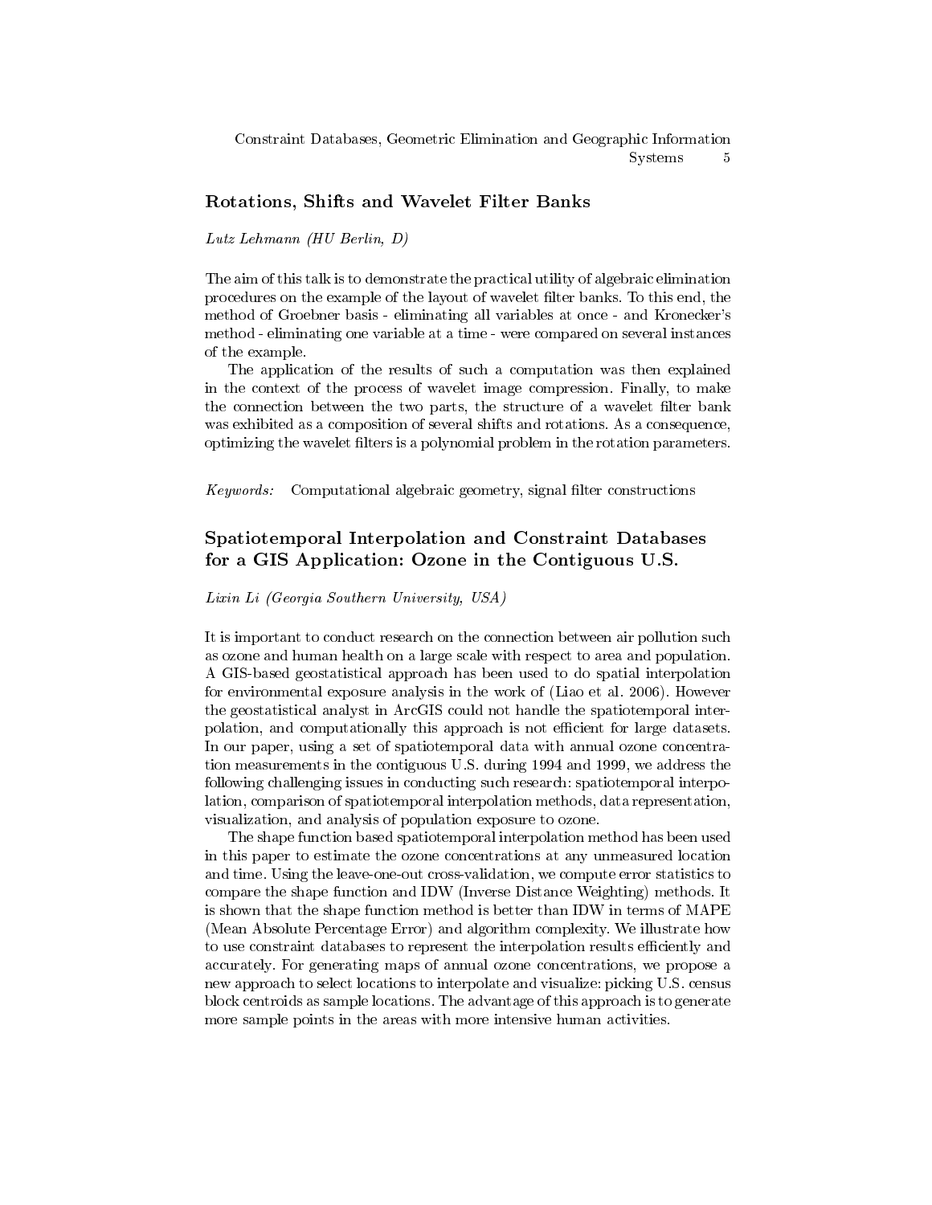## Rotations, Shifts and Wavelet Filter Banks

*Lutz Lehmann (HU Berlin, D)*

The aim of this talk is to demonstrate the practical utility of algebraic elimination procedures on the example of the layout of wavelet filter banks. To this end, the method of Groebner basis - eliminating all variables at once - and Kronecker's method - eliminating one variable at a time - were compared on several instances of the example.

The application of the results of such a computation was then explained in the context of the process of wavelet image compression. Finally, to make the connection between the two parts, the structure of a wavelet filter bank was exhibited as a composition of several shifts and rotations. As a consequence, optimizing the wavelet filters is a polynomial problem in the rotation parameters.

*Keywords:* Computational algebraic geometry, signal filter constructions

## Spatiotemporal Interpolation and Constraint Databases for a GIS Application: Ozone in the Contiguous U.S.

*Lixin Li (Georgia Southern University, USA)*

It is important to conduct research on the connection between air pollution such as ozone and human health on a large scale with respect to area and population. A GIS-based geostatistical approach has been used to do spatial interpolation for environmental exposure analysis in the work of (Liao et al. 2006). However the geostatistical analyst in ArcGIS could not handle the spatiotemporal interpolation, and computationally this approach is not efficient for large datasets. In our paper, using a set of spatiotemporal data with annual ozone concentration measurements in the contiguous U.S. during 1994 and 1999, we address the following challenging issues in conducting such research: spatiotemporal interpolation, comparison of spatiotemporal interpolation methods, data representation, visualization, and analysis of population exposure to ozone.

The shape function based spatiotemporal interpolation method has been used in this paper to estimate the ozone concentrations at any unmeasured location and time. Using the leave-one-out cross-validation, we compute error statistics to compare the shape function and IDW (Inverse Distance Weighting) methods. It is shown that the shape function method is better than IDW in terms of MAPE (Mean Absolute Percentage Error) and algorithm complexity. We illustrate how to use constraint databases to represent the interpolation results efficiently and accurately. For generating maps of annual ozone concentrations, we propose a new approach to select locations to interpolate and visualize: picking U.S. census block centroids as sample locations. The advantage of this approach is to generate more sample points in the areas with more intensive human activities.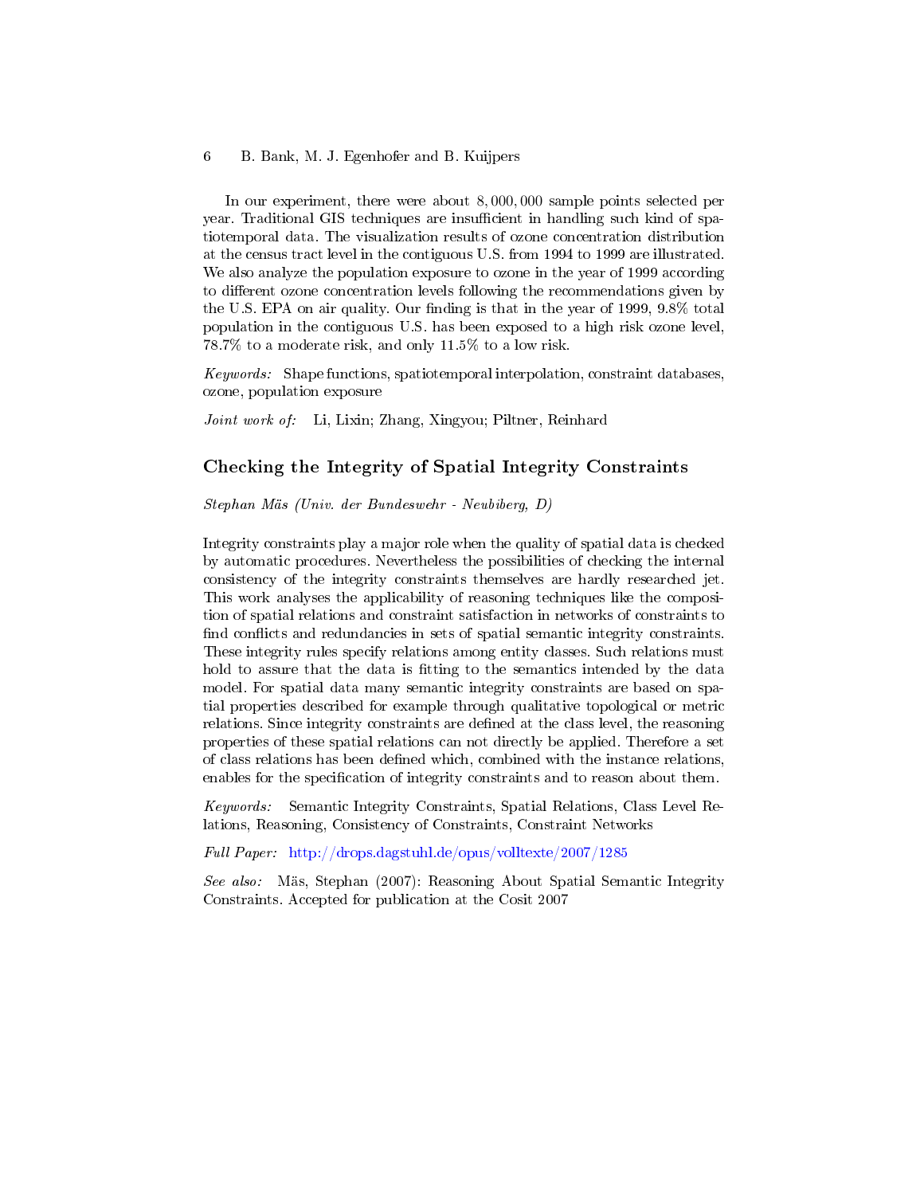In our experiment, there were about 8,000,000 sample points selected per year. Traditional GIS techniques are insufficient in handling such kind of spatiotemporal data. The visualization results of ozone concentration distribution at the census tract level in the contiguous U.S. from 1994 to 1999 are illustrated. We also analyze the population exposure to ozone in the year of 1999 according to different ozone concentration levels following the recommendations given by the U.S. EPA on air quality. Our finding is that in the year of 1999, 9.8% total population in the contiguous U.S. has been exposed to a high risk ozone level, 78.7% to a moderate risk, and only 11.5% to a low risk.

*Keywords:* Shape functions, spatiotemporal interpolation, constraint databases, ozone, population exposure

*Joint work of:* Li, Lixin; Zhang, Xingyou; Piltner, Reinhard

## Checking the Integrity of Spatial Integrity Constraints

*Stephan Mäs (Univ. der Bundeswehr - Neubiberg, D)*

Integrity constraints play a major role when the quality of spatial data is checked by automatic procedures. Nevertheless the possibilities of checking the internal consistency of the integrity constraints themselves are hardly researched jet. This work analyses the applicability of reasoning techniques like the composition of spatial relations and constraint satisfaction in networks of constraints to find conflicts and redundancies in sets of spatial semantic integrity constraints. These integrity rules specify relations among entity classes. Such relations must hold to assure that the data is fitting to the semantics intended by the data model. For spatial data many semantic integrity constraints are based on spatial properties described for example through qualitative topological or metric relations. Since integrity constraints are defined at the class level, the reasoning properties of these spatial relations can not directly be applied. Therefore a set of class relations has been defined which, combined with the instance relations, enables for the specification of integrity constraints and to reason about them.

*Keywords:* Semantic Integrity Constraints, Spatial Relations, Class Level Relations, Reasoning, Consistency of Constraints, Constraint Networks

*Full Paper:* http://drops.dagstuhl.de/opus/volltexte/2007/1285

*See also:* Mäs, Stephan (2007): Reasoning About Spatial Semantic Integrity Constraints. Accepted for publication at the Cosit 2007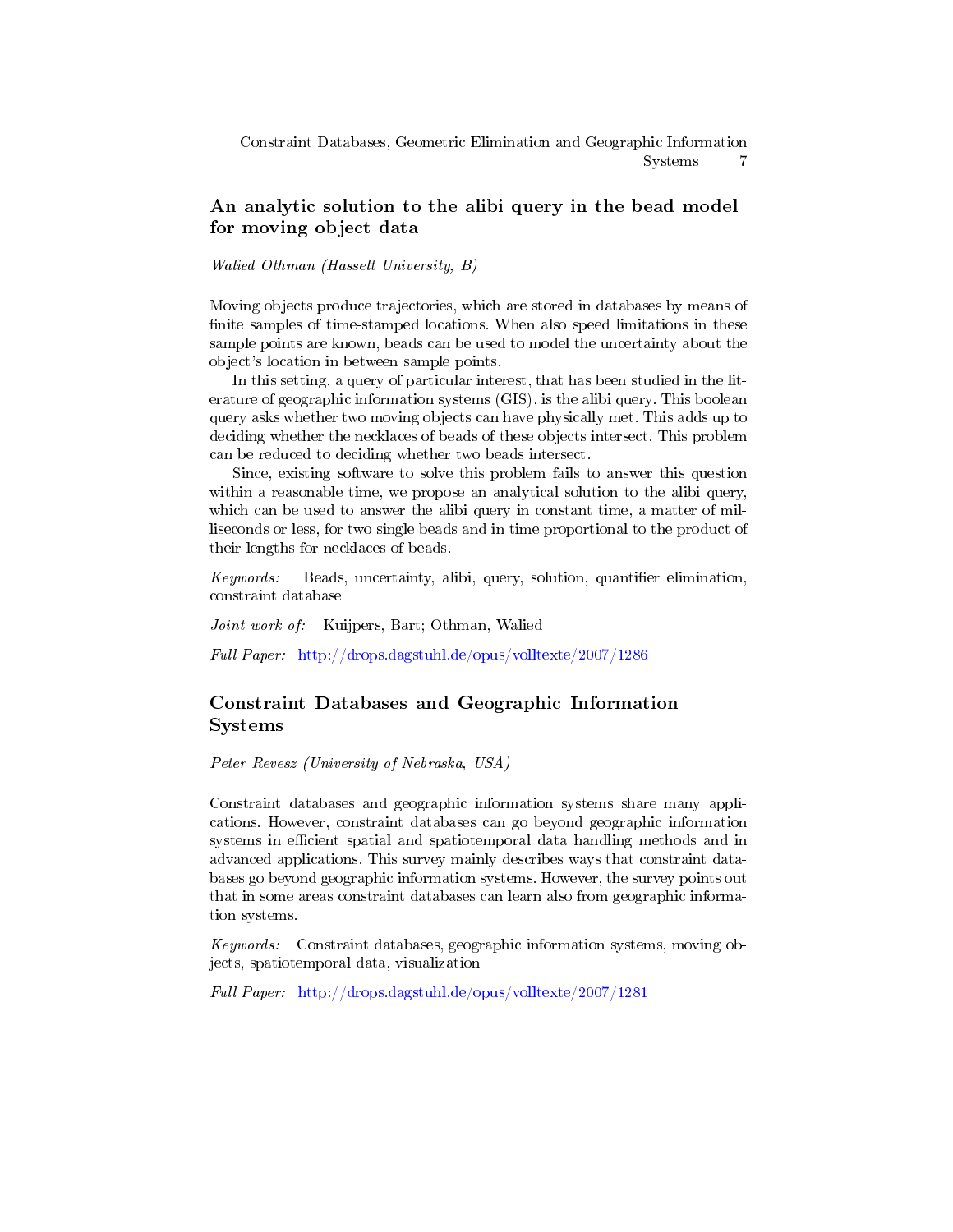## An analytic solution to the alibi query in the bead model for moving object data

*Walied Othman (Hasselt University, B)*

Moving objects produce trajectories, which are stored in databases by means of finite samples of time-stamped locations. When also speed limitations in these sample points are known, beads can be used to model the uncertainty about the object's location in between sample points.

In this setting, a query of particular interest, that has been studied in the literature of geographic information systems (GIS), is the alibi query. This boolean query asks whether two moving objects can have physically met. This adds up to deciding whether the necklaces of beads of these objects intersect. This problem can be reduced to deciding whether two beads intersect.

Since, existing software to solve this problem fails to answer this question within a reasonable time, we propose an analytical solution to the alibi query, which can be used to answer the alibi query in constant time, a matter of milliseconds or less, for two single beads and in time proportional to the product of their lengths for necklaces of beads.

*Keywords:* Beads, uncertainty, alibi, query, solution, quantifier elimination, constraint database

*Joint work of:* Kuijpers, Bart; Othman, Walied

*Full Paper:* http://drops.dagstuhl.de/opus/volltexte/2007/1286

## Constraint Databases and Geographic Information Systems

*Peter Revesz (University of Nebraska, USA)*

Constraint databases and geographic information systems share many applications. However, constraint databases can go beyond geographic information systems in efficient spatial and spatiotemporal data handling methods and in advanced applications. This survey mainly describes ways that constraint databases go beyond geographic information systems. However, the survey points out that in some areas constraint databases can learn also from geographic information systems.

*Keywords:* Constraint databases, geographic information systems, moving objects, spatiotemporal data, visualization

*Full Paper:* http://drops.dagstuhl.de/opus/volltexte/2007/1281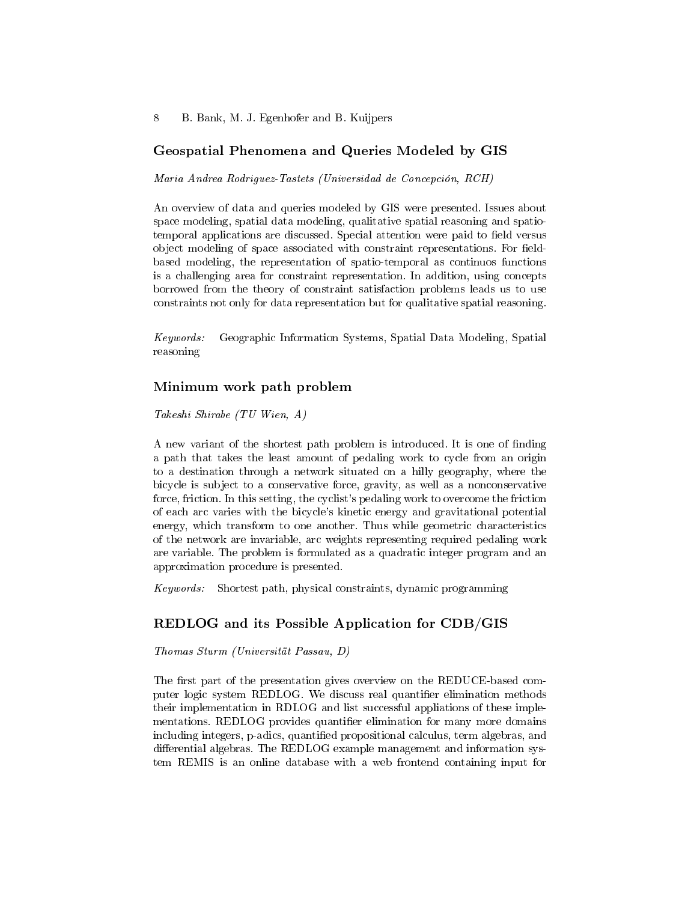## Geospatial Phenomena and Queries Modeled by GIS

*Maria Andrea Rodriguez-Tastets (Universidad de Concepción, RCH)*

An overview of data and queries modeled by GIS were presented. Issues about space modeling, spatial data modeling, qualitative spatial reasoning and spatio-temporal applications are discussed. Special attention were paid to field versus object modeling of space associated with constraint representations. For field-based modeling, the representation of spatio-temporal as continuos functions is a challenging area for constraint representation. In addition, using concepts borrowed from the theory of constraint satisfaction problems leads us to use constraints not only for data representation but for qualitative spatial reasoning.

*Keywords:* Geographic Information Systems, Spatial Data Modeling, Spatial reasoning

## Minimum work path problem

*Takeshi Shirabe (TU Wien, A)*

A new variant of the shortest path problem is introduced. It is one of finding a path that takes the least amount of pedaling work to cycle from an origin to a destination through a network situated on a hilly geography, where the bicycle is subject to a conservative force, gravity, as well as a nonconservative force, friction. In this setting, the cyclist's pedaling work to overcome the friction of each arc varies with the bicycle's kinetic energy and gravitational potential energy, which transform to one another. Thus while geometric characteristics of the network are invariable, arc weights representing required pedaling work are variable. The problem is formulated as a quadratic integer program and an approximation procedure is presented.

*Keywords:* Shortest path, physical constraints, dynamic programming

## REDLOG and its Possible Application for CDB/GIS

*Thomas Sturm (Universität Passau, D)*

The first part of the presentation gives overview on the REDUCE-based computer logic system REDLOG. We discuss real quantifier elimination methods their implementation in RDLOG and list successful appliations of these implementations. REDLOG provides quantifier elimination for many more domains including integers, p-adics, quantified propositional calculus, term algebras, and differential algebras. The REDLOG example management and information system REMIS is an online database with a web frontend containing input for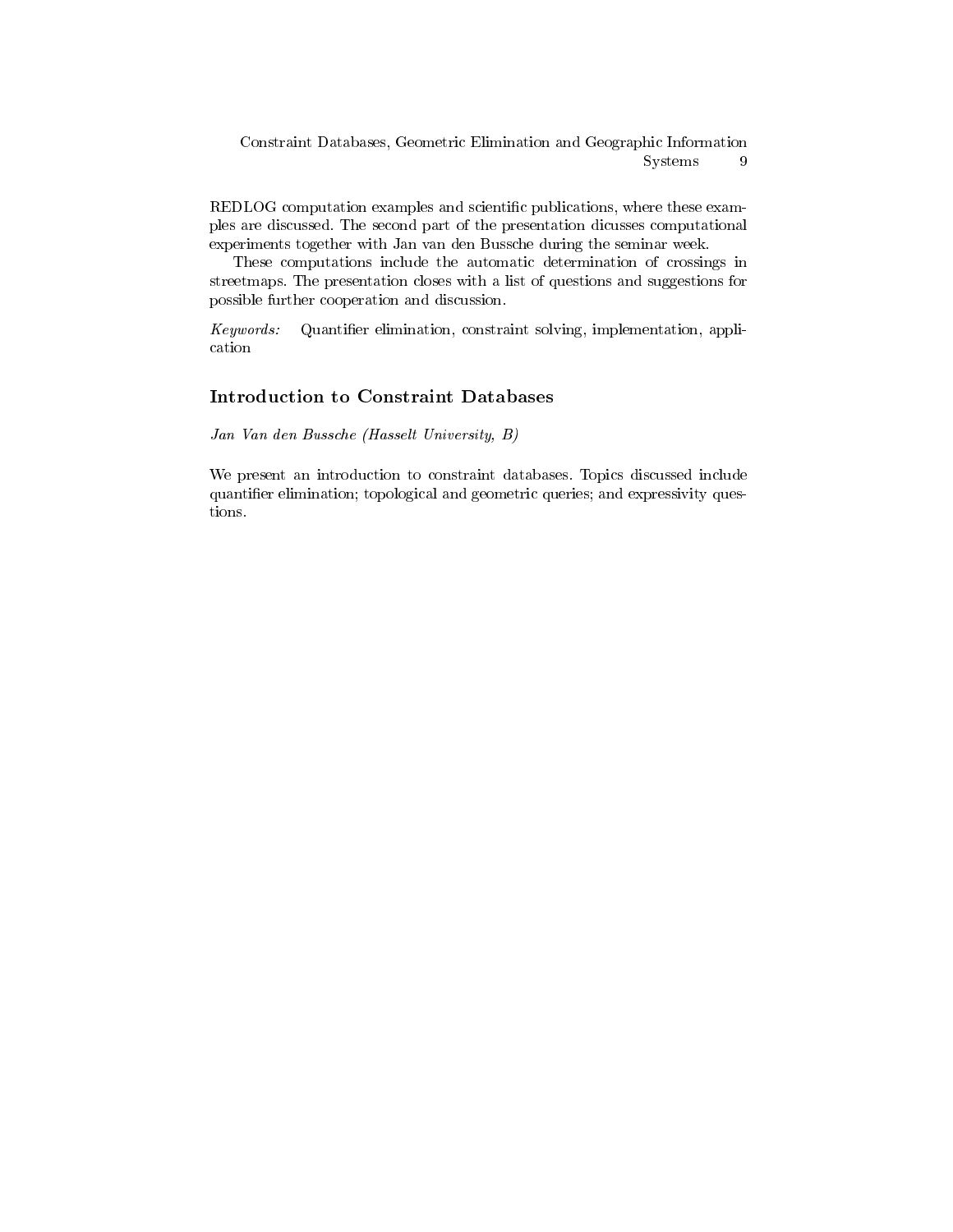REDLOG computation examples and scientific publications, where these examples are discussed. The second part of the presentation dicusses computational experiments together with Jan van den Bussche during the seminar week.

These computations include the automatic determination of crossings in streetmaps. The presentation closes with a list of questions and suggestions for possible further cooperation and discussion.

*Keywords:* Quantifier elimination, constraint solving, implementation, application

## Introduction to Constraint Databases

*Jan Van den Bussche (Hasselt University, B)*

We present an introduction to constraint databases. Topics discussed include quantifier elimination; topological and geometric queries; and expressivity questions.